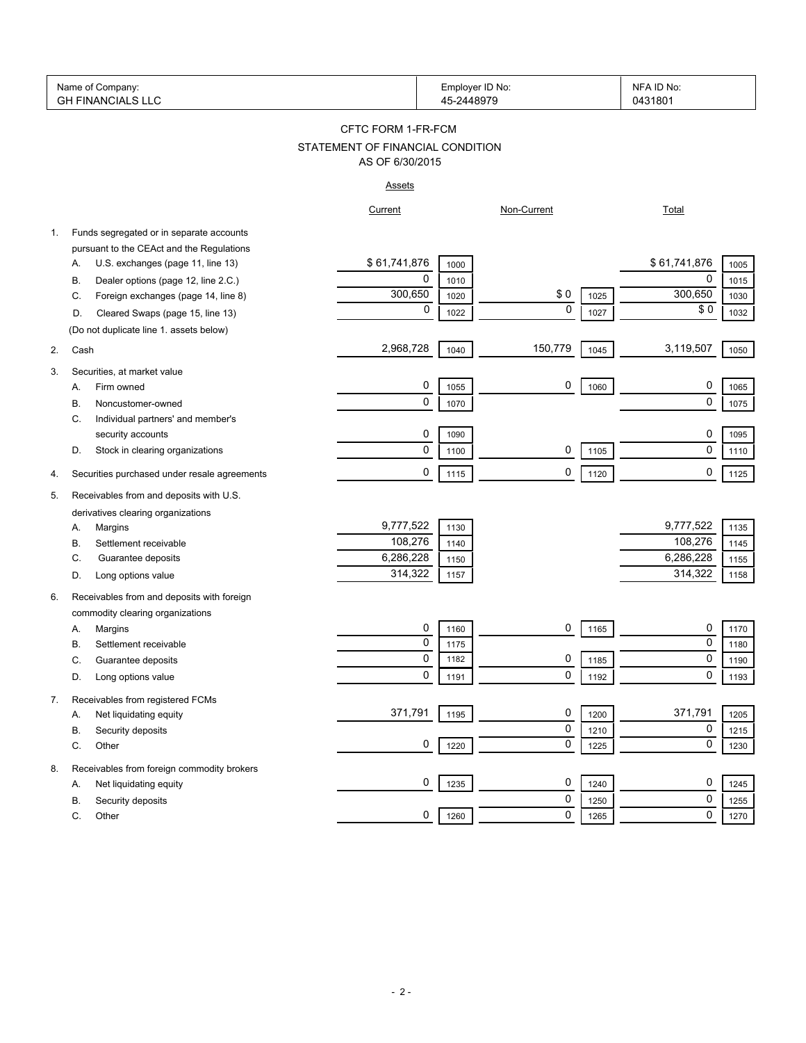| Name of Company: | Employer ID No: | NFA ID No: |
|---|---|---|
| GH FINANCIALS LLC | 45-2448979 | 0431801 |

## CFTC FORM 1-FR-FCM

## STATEMENT OF FINANCIAL CONDITION

## AS OF 6/30/2015

### Assets

| | Current | | Non-Current | | Total | |
|---|---|---|---|---|---|---|
| 1. Funds segregated or in separate accounts pursuant to the CEAct and the Regulations | | | | | | |
| A. U.S. exchanges (page 11, line 13) | $ 61,741,876 | 1000 | | | $ 61,741,876 | 1005 |
| B. Dealer options (page 12, line 2.C.) | 0 | 1010 | | | 0 | 1015 |
| C. Foreign exchanges (page 14, line 8) | 300,650 | 1020 | $ 0 | 1025 | 300,650 | 1030 |
| D. Cleared Swaps (page 15, line 13) | 0 | 1022 | 0 | 1027 | $ 0 | 1032 |
| (Do not duplicate line 1. assets below) | | | | | | |
| 2. Cash | 2,968,728 | 1040 | 150,779 | 1045 | 3,119,507 | 1050 |
| 3. Securities, at market value | | | | | | |
| A. Firm owned | 0 | 1055 | 0 | 1060 | 0 | 1065 |
| B. Noncustomer-owned | 0 | 1070 | | | 0 | 1075 |
| C. Individual partners' and member's security accounts | 0 | 1090 | | | 0 | 1095 |
| D. Stock in clearing organizations | 0 | 1100 | 0 | 1105 | 0 | 1110 |
| 4. Securities purchased under resale agreements | 0 | 1115 | 0 | 1120 | 0 | 1125 |
| 5. Receivables from and deposits with U.S. derivatives clearing organizations | | | | | | |
| A. Margins | 9,777,522 | 1130 | | | 9,777,522 | 1135 |
| B. Settlement receivable | 108,276 | 1140 | | | 108,276 | 1145 |
| C. Guarantee deposits | 6,286,228 | 1150 | | | 6,286,228 | 1155 |
| D. Long options value | 314,322 | 1157 | | | 314,322 | 1158 |
| 6. Receivables from and deposits with foreign commodity clearing organizations | | | | | | |
| A. Margins | 0 | 1160 | 0 | 1165 | 0 | 1170 |
| B. Settlement receivable | 0 | 1175 | | | 0 | 1180 |
| C. Guarantee deposits | 0 | 1182 | 0 | 1185 | 0 | 1190 |
| D. Long options value | 0 | 1191 | 0 | 1192 | 0 | 1193 |
| 7. Receivables from registered FCMs | | | | | | |
| A. Net liquidating equity | 371,791 | 1195 | 0 | 1200 | 371,791 | 1205 |
| B. Security deposits | | | 0 | 1210 | 0 | 1215 |
| C. Other | 0 | 1220 | 0 | 1225 | 0 | 1230 |
| 8. Receivables from foreign commodity brokers | | | | | | |
| A. Net liquidating equity | 0 | 1235 | 0 | 1240 | 0 | 1245 |
| B. Security deposits | | | 0 | 1250 | 0 | 1255 |
| C. Other | 0 | 1260 | 0 | 1265 | 0 | 1270 |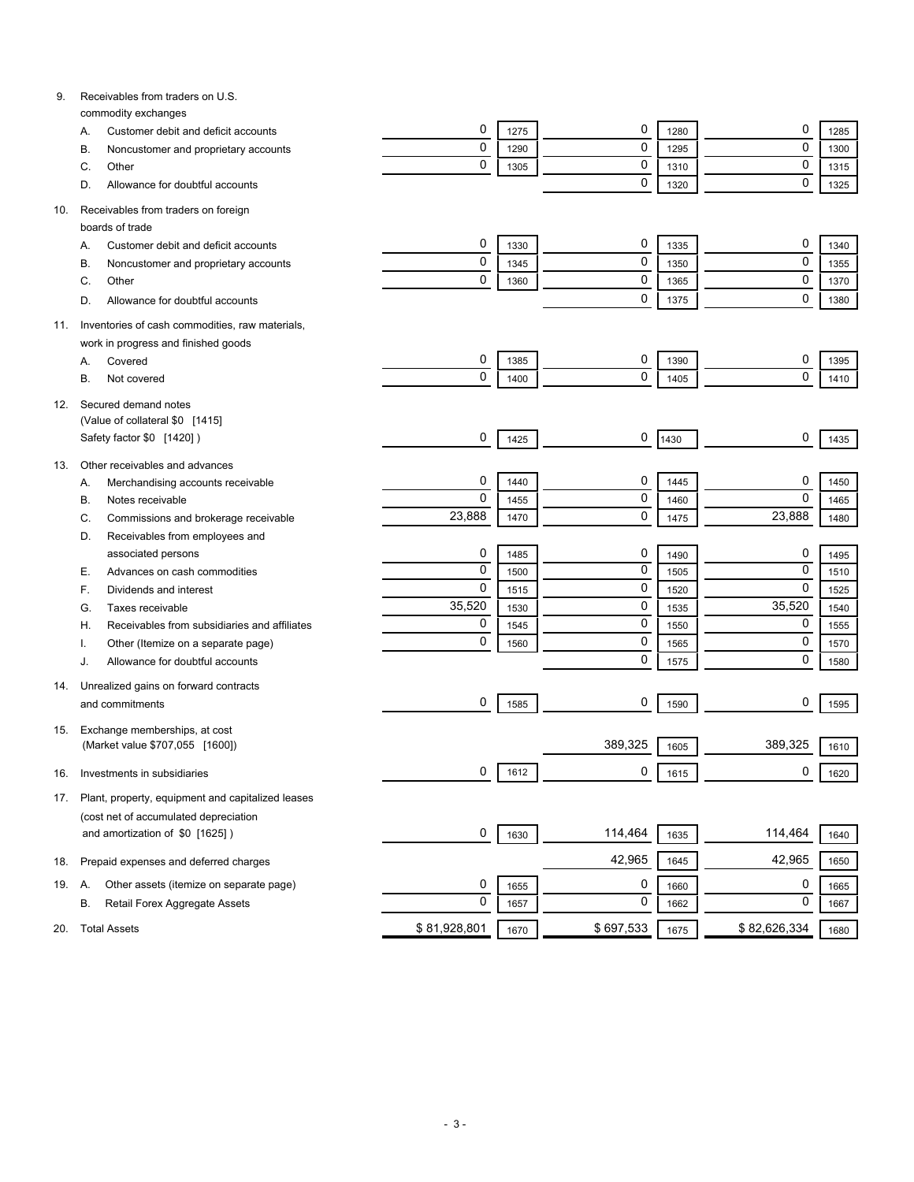| Item | Description | Column 1 | Code | Column 2 | Code | Column 3 | Code |
|---|---|---|---|---|---|---|---|
| 9. | Receivables from traders on U.S. commodity exchanges | | | | | | |
| | A. Customer debit and deficit accounts | 0 | 1275 | 0 | 1280 | 0 | 1285 |
| | B. Noncustomer and proprietary accounts | 0 | 1290 | 0 | 1295 | 0 | 1300 |
| | C. Other | 0 | 1305 | 0 | 1310 | 0 | 1315 |
| | D. Allowance for doubtful accounts | | | 0 | 1320 | 0 | 1325 |
| 10. | Receivables from traders on foreign boards of trade | | | | | | |
| | A. Customer debit and deficit accounts | 0 | 1330 | 0 | 1335 | 0 | 1340 |
| | B. Noncustomer and proprietary accounts | 0 | 1345 | 0 | 1350 | 0 | 1355 |
| | C. Other | 0 | 1360 | 0 | 1365 | 0 | 1370 |
| | D. Allowance for doubtful accounts | | | 0 | 1375 | 0 | 1380 |
| 11. | Inventories of cash commodities, raw materials, work in progress and finished goods | | | | | | |
| | A. Covered | 0 | 1385 | 0 | 1390 | 0 | 1395 |
| | B. Not covered | 0 | 1400 | 0 | 1405 | 0 | 1410 |
| 12. | Secured demand notes (Value of collateral $0 [1415] Safety factor $0 [1420] ) | 0 | 1425 | 0 | 1430 | 0 | 1435 |
| 13. | Other receivables and advances | | | | | | |
| | A. Merchandising accounts receivable | 0 | 1440 | 0 | 1445 | 0 | 1450 |
| | B. Notes receivable | 0 | 1455 | 0 | 1460 | 0 | 1465 |
| | C. Commissions and brokerage receivable | 23,888 | 1470 | 0 | 1475 | 23,888 | 1480 |
| | D. Receivables from employees and associated persons | 0 | 1485 | 0 | 1490 | 0 | 1495 |
| | E. Advances on cash commodities | 0 | 1500 | 0 | 1505 | 0 | 1510 |
| | F. Dividends and interest | 0 | 1515 | 0 | 1520 | 0 | 1525 |
| | G. Taxes receivable | 35,520 | 1530 | 0 | 1535 | 35,520 | 1540 |
| | H. Receivables from subsidiaries and affiliates | 0 | 1545 | 0 | 1550 | 0 | 1555 |
| | I. Other (Itemize on a separate page) | 0 | 1560 | 0 | 1565 | 0 | 1570 |
| | J. Allowance for doubtful accounts | | | 0 | 1575 | 0 | 1580 |
| 14. | Unrealized gains on forward contracts and commitments | 0 | 1585 | 0 | 1590 | 0 | 1595 |
| 15. | Exchange memberships, at cost (Market value $707,055 [1600]) | | | 389,325 | 1605 | 389,325 | 1610 |
| 16. | Investments in subsidiaries | 0 | 1612 | 0 | 1615 | 0 | 1620 |
| 17. | Plant, property, equipment and capitalized leases (cost net of accumulated depreciation and amortization of $0 [1625] ) | 0 | 1630 | 114,464 | 1635 | 114,464 | 1640 |
| 18. | Prepaid expenses and deferred charges | | | 42,965 | 1645 | 42,965 | 1650 |
| 19. | A. Other assets (itemize on separate page) | 0 | 1655 | 0 | 1660 | 0 | 1665 |
| | B. Retail Forex Aggregate Assets | 0 | 1657 | 0 | 1662 | 0 | 1667 |
| 20. | Total Assets | $ 81,928,801 | 1670 | $ 697,533 | 1675 | $ 82,626,334 | 1680 |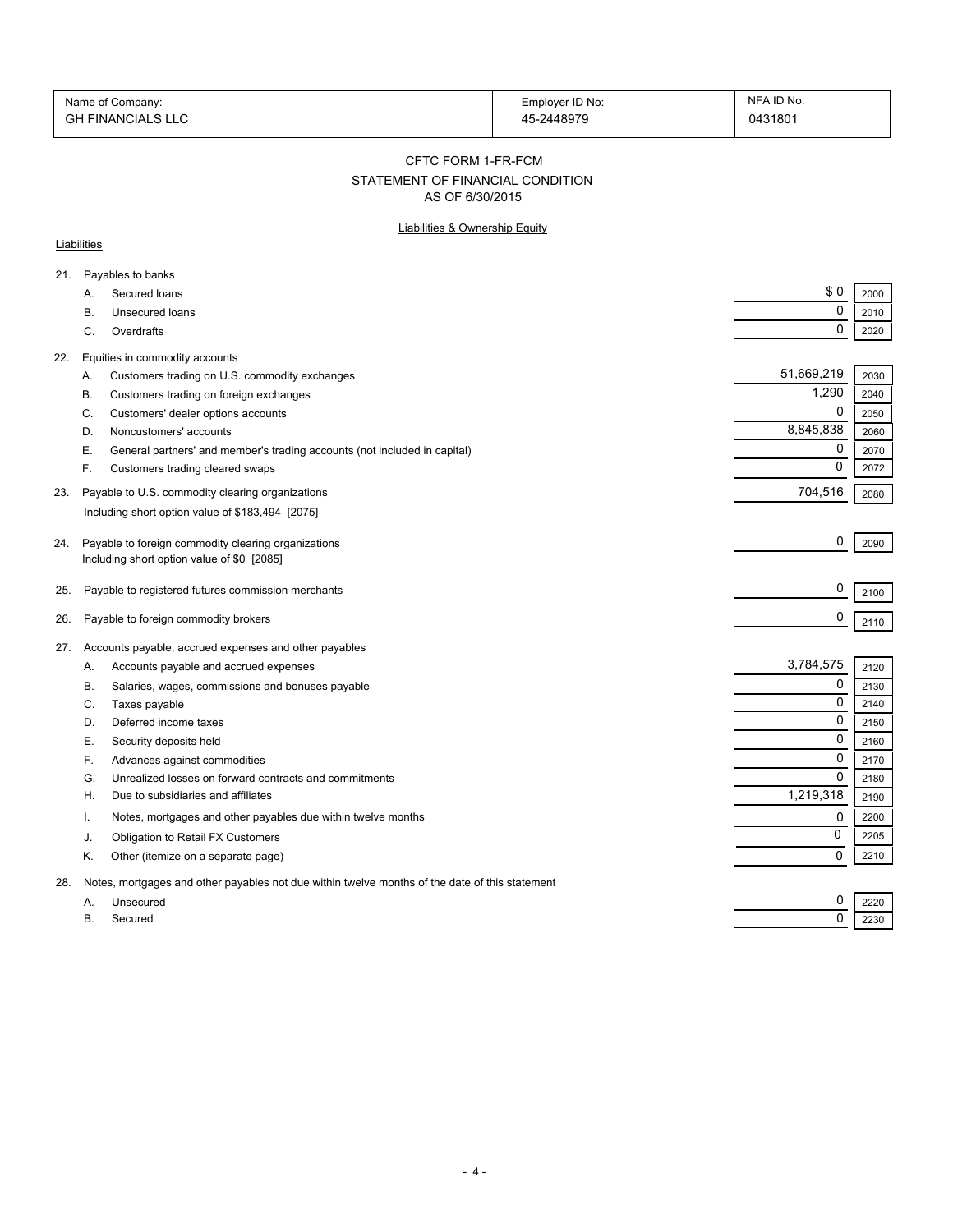| Name of Company: | Employer ID No: | NFA ID No: |
| --- | --- | --- |
| GH FINANCIALS LLC | 45-2448979 | 0431801 |

## CFTC FORM 1-FR-FCM

### STATEMENT OF FINANCIAL CONDITION

### AS OF 6/30/2015

Liabilities & Ownership Equity

Liabilities

| | | Amount | Code |
| --- | --- | --- | --- |
| 21. | Payables to banks | | |
| | A. Secured loans | $ 0 | 2000 |
| | B. Unsecured loans | 0 | 2010 |
| | C. Overdrafts | 0 | 2020 |
| 22. | Equities in commodity accounts | | |
| | A. Customers trading on U.S. commodity exchanges | 51,669,219 | 2030 |
| | B. Customers trading on foreign exchanges | 1,290 | 2040 |
| | C. Customers' dealer options accounts | 0 | 2050 |
| | D. Noncustomers' accounts | 8,845,838 | 2060 |
| | E. General partners' and member's trading accounts (not included in capital) | 0 | 2070 |
| | F. Customers trading cleared swaps | 0 | 2072 |
| 23. | Payable to U.S. commodity clearing organizations<br>Including short option value of $183,494 [2075] | 704,516 | 2080 |
| 24. | Payable to foreign commodity clearing organizations<br>Including short option value of $0 [2085] | 0 | 2090 |
| 25. | Payable to registered futures commission merchants | 0 | 2100 |
| 26. | Payable to foreign commodity brokers | 0 | 2110 |
| 27. | Accounts payable, accrued expenses and other payables | | |
| | A. Accounts payable and accrued expenses | 3,784,575 | 2120 |
| | B. Salaries, wages, commissions and bonuses payable | 0 | 2130 |
| | C. Taxes payable | 0 | 2140 |
| | D. Deferred income taxes | 0 | 2150 |
| | E. Security deposits held | 0 | 2160 |
| | F. Advances against commodities | 0 | 2170 |
| | G. Unrealized losses on forward contracts and commitments | 0 | 2180 |
| | H. Due to subsidiaries and affiliates | 1,219,318 | 2190 |
| | I. Notes, mortgages and other payables due within twelve months | 0 | 2200 |
| | J. Obligation to Retail FX Customers | 0 | 2205 |
| | K. Other (itemize on a separate page) | 0 | 2210 |
| 28. | Notes, mortgages and other payables not due within twelve months of the date of this statement | | |
| | A. Unsecured | 0 | 2220 |
| | B. Secured | 0 | 2230 |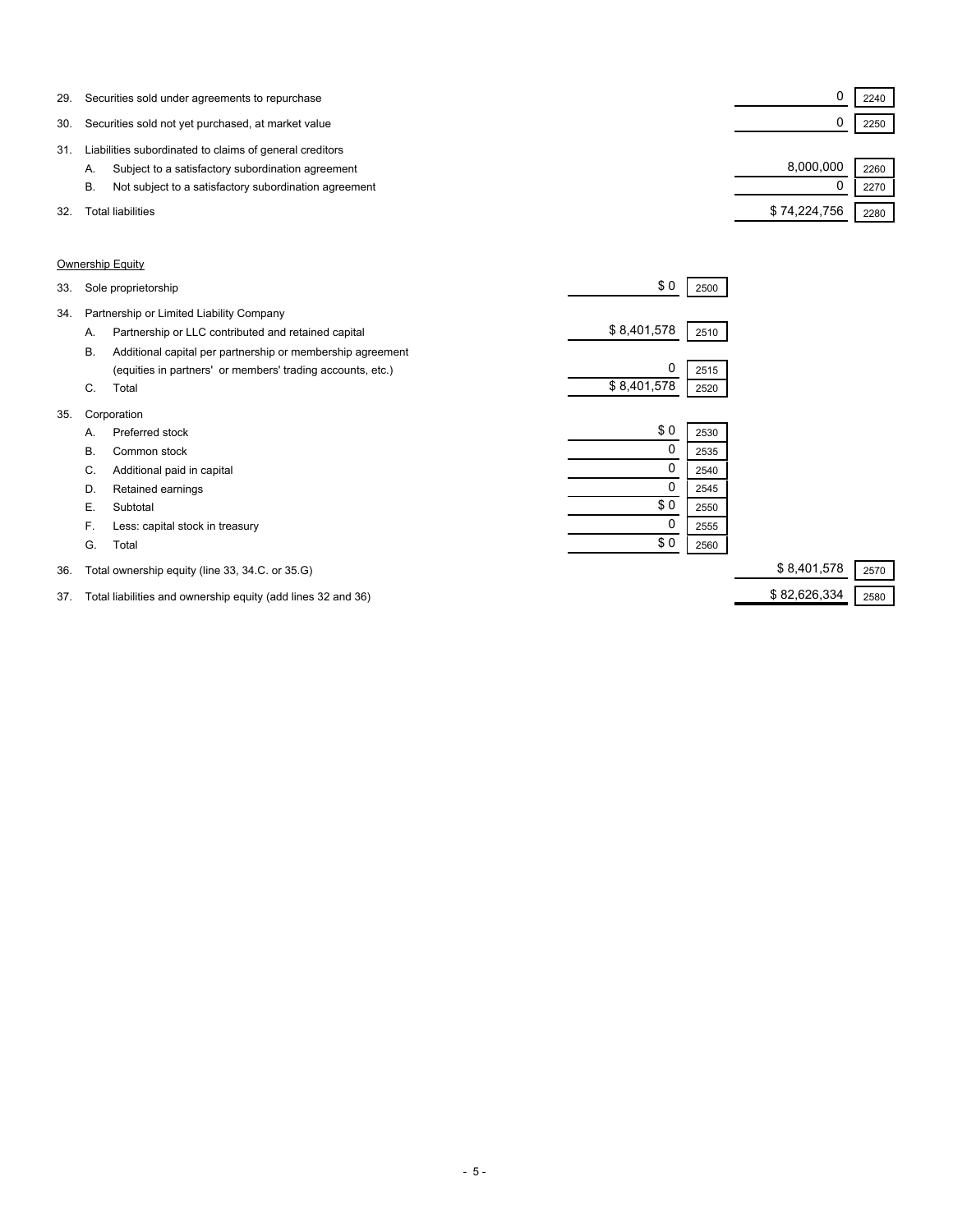| Line | Item | | Amount | Code |
|---|---|---|---|---|
| 29. | Securities sold under agreements to repurchase | | 0 | 2240 |
| 30. | Securities sold not yet purchased, at market value | | 0 | 2250 |
| 31. | Liabilities subordinated to claims of general creditors | | | |
| | A. Subject to a satisfactory subordination agreement | | 8,000,000 | 2260 |
| | B. Not subject to a satisfactory subordination agreement | | 0 | 2270 |
| 32. | Total liabilities | | $ 74,224,756 | 2280 |

Ownership Equity

| Line | Item | Amount | Code | Total | Code |
|---|---|---|---|---|---|
| 33. | Sole proprietorship | $ 0 | 2500 | | |
| 34. | Partnership or Limited Liability Company | | | | |
| | A. Partnership or LLC contributed and retained capital | $ 8,401,578 | 2510 | | |
| | B. Additional capital per partnership or membership agreement (equities in partners' or members' trading accounts, etc.) | 0 | 2515 | | |
| | C. Total | $ 8,401,578 | 2520 | | |
| 35. | Corporation | | | | |
| | A. Preferred stock | $ 0 | 2530 | | |
| | B. Common stock | 0 | 2535 | | |
| | C. Additional paid in capital | 0 | 2540 | | |
| | D. Retained earnings | 0 | 2545 | | |
| | E. Subtotal | $ 0 | 2550 | | |
| | F. Less: capital stock in treasury | 0 | 2555 | | |
| | G. Total | $ 0 | 2560 | | |
| 36. | Total ownership equity (line 33, 34.C. or 35.G) | | | $ 8,401,578 | 2570 |
| 37. | Total liabilities and ownership equity (add lines 32 and 36) | | | $ 82,626,334 | 2580 |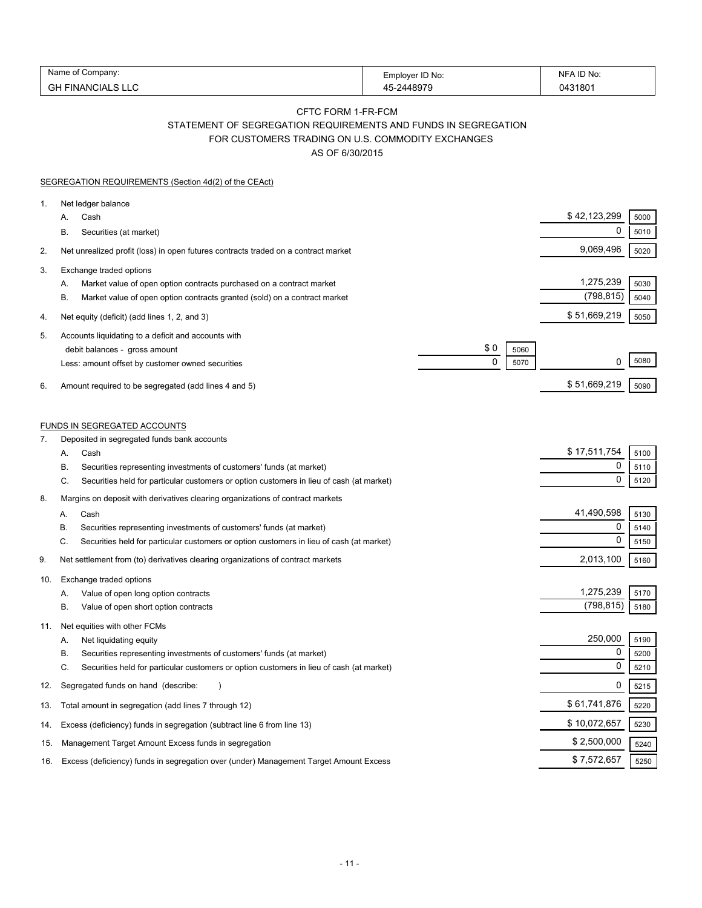| Name of Company: | Employer ID No: | NFA ID No: |
|---|---|---|
| GH FINANCIALS LLC | 45-2448979 | 0431801 |

CFTC FORM 1-FR-FCM

STATEMENT OF SEGREGATION REQUIREMENTS AND FUNDS IN SEGREGATION

FOR CUSTOMERS TRADING ON U.S. COMMODITY EXCHANGES

AS OF 6/30/2015

SEGREGATION REQUIREMENTS (Section 4d(2) of the CEAct)

| | | | | | |
|---|---|---|---|---|---|
| 1. | Net ledger balance | | | | |
| | A. Cash | | | $ 42,123,299 | 5000 |
| | B. Securities (at market) | | | 0 | 5010 |
| 2. | Net unrealized profit (loss) in open futures contracts traded on a contract market | | | 9,069,496 | 5020 |
| 3. | Exchange traded options | | | | |
| | A. Market value of open option contracts purchased on a contract market | | | 1,275,239 | 5030 |
| | B. Market value of open option contracts granted (sold) on a contract market | | | (798,815) | 5040 |
| 4. | Net equity (deficit) (add lines 1, 2, and 3) | | | $ 51,669,219 | 5050 |
| 5. | Accounts liquidating to a deficit and accounts with debit balances - gross amount | $ 0 | 5060 | | |
| | Less: amount offset by customer owned securities | 0 | 5070 | 0 | 5080 |
| 6. | Amount required to be segregated (add lines 4 and 5) | | | $ 51,669,219 | 5090 |

FUNDS IN SEGREGATED ACCOUNTS

| | | | |
|---|---|---|---|
| 7. | Deposited in segregated funds bank accounts | | |
| | A. Cash | $ 17,511,754 | 5100 |
| | B. Securities representing investments of customers' funds (at market) | 0 | 5110 |
| | C. Securities held for particular customers or option customers in lieu of cash (at market) | 0 | 5120 |
| 8. | Margins on deposit with derivatives clearing organizations of contract markets | | |
| | A. Cash | 41,490,598 | 5130 |
| | B. Securities representing investments of customers' funds (at market) | 0 | 5140 |
| | C. Securities held for particular customers or option customers in lieu of cash (at market) | 0 | 5150 |
| 9. | Net settlement from (to) derivatives clearing organizations of contract markets | 2,013,100 | 5160 |
| 10. | Exchange traded options | | |
| | A. Value of open long option contracts | 1,275,239 | 5170 |
| | B. Value of open short option contracts | (798,815) | 5180 |
| 11. | Net equities with other FCMs | | |
| | A. Net liquidating equity | 250,000 | 5190 |
| | B. Securities representing investments of customers' funds (at market) | 0 | 5200 |
| | C. Securities held for particular customers or option customers in lieu of cash (at market) | 0 | 5210 |
| 12. | Segregated funds on hand (describe: ) | 0 | 5215 |
| 13. | Total amount in segregation (add lines 7 through 12) | $ 61,741,876 | 5220 |
| 14. | Excess (deficiency) funds in segregation (subtract line 6 from line 13) | $ 10,072,657 | 5230 |
| 15. | Management Target Amount Excess funds in segregation | $ 2,500,000 | 5240 |
| 16. | Excess (deficiency) funds in segregation over (under) Management Target Amount Excess | $ 7,572,657 | 5250 |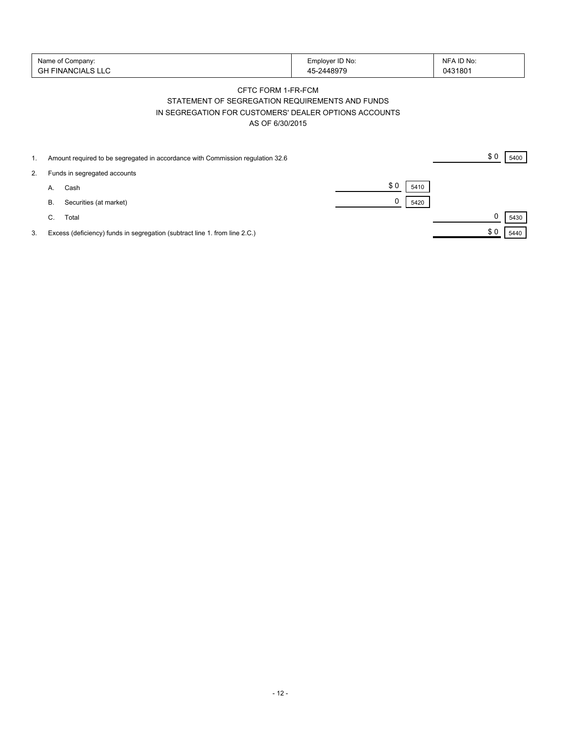| Name of Company: | Employer ID No: | NFA ID No: |
|---|---|---|
| GH FINANCIALS LLC | 45-2448979 | 0431801 |

CFTC FORM 1-FR-FCM
STATEMENT OF SEGREGATION REQUIREMENTS AND FUNDS
IN SEGREGATION FOR CUSTOMERS' DEALER OPTIONS ACCOUNTS
AS OF 6/30/2015

| | | | | | |
|---|---|---|---|---|---|
| 1. | Amount required to be segregated in accordance with Commission regulation 32.6 | | | $ 0 | 5400 |
| 2. | Funds in segregated accounts | | | | |
| | A. Cash | $ 0 | 5410 | | |
| | B. Securities (at market) | 0 | 5420 | | |
| | C. Total | | | 0 | 5430 |
| 3. | Excess (deficiency) funds in segregation (subtract line 1. from line 2.C.) | | | $ 0 | 5440 |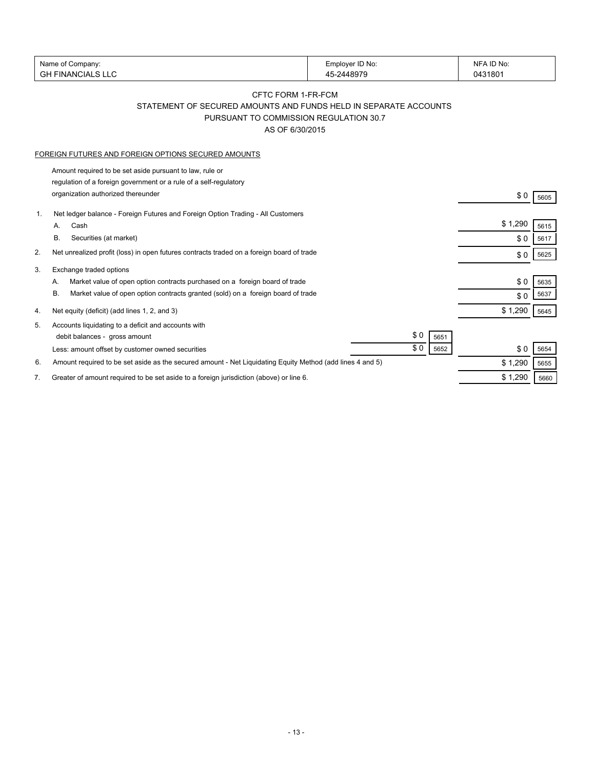| Name of Company: | Employer ID No: | NFA ID No: |
|---|---|---|
| GH FINANCIALS LLC | 45-2448979 | 0431801 |

CFTC FORM 1-FR-FCM

STATEMENT OF SECURED AMOUNTS AND FUNDS HELD IN SEPARATE ACCOUNTS

PURSUANT TO COMMISSION REGULATION 30.7

AS OF 6/30/2015

FOREIGN FUTURES AND FOREIGN OPTIONS SECURED AMOUNTS

| | | | | | |
|---|---|---|---|---|---|
| | Amount required to be set aside pursuant to law, rule or regulation of a foreign government or a rule of a self-regulatory organization authorized thereunder | | | $ 0 | 5605 |
| 1. | Net ledger balance - Foreign Futures and Foreign Option Trading - All Customers | | | | |
| | A. Cash | | | $ 1,290 | 5615 |
| | B. Securities (at market) | | | $ 0 | 5617 |
| 2. | Net unrealized profit (loss) in open futures contracts traded on a foreign board of trade | | | $ 0 | 5625 |
| 3. | Exchange traded options | | | | |
| | A. Market value of open option contracts purchased on a foreign board of trade | | | $ 0 | 5635 |
| | B. Market value of open option contracts granted (sold) on a foreign board of trade | | | $ 0 | 5637 |
| 4. | Net equity (deficit) (add lines 1, 2, and 3) | | | $ 1,290 | 5645 |
| 5. | Accounts liquidating to a deficit and accounts with debit balances - gross amount | $ 0 | 5651 | | |
| | Less: amount offset by customer owned securities | $ 0 | 5652 | $ 0 | 5654 |
| 6. | Amount required to be set aside as the secured amount - Net Liquidating Equity Method (add lines 4 and 5) | | | $ 1,290 | 5655 |
| 7. | Greater of amount required to be set aside to a foreign jurisdiction (above) or line 6. | | | $ 1,290 | 5660 |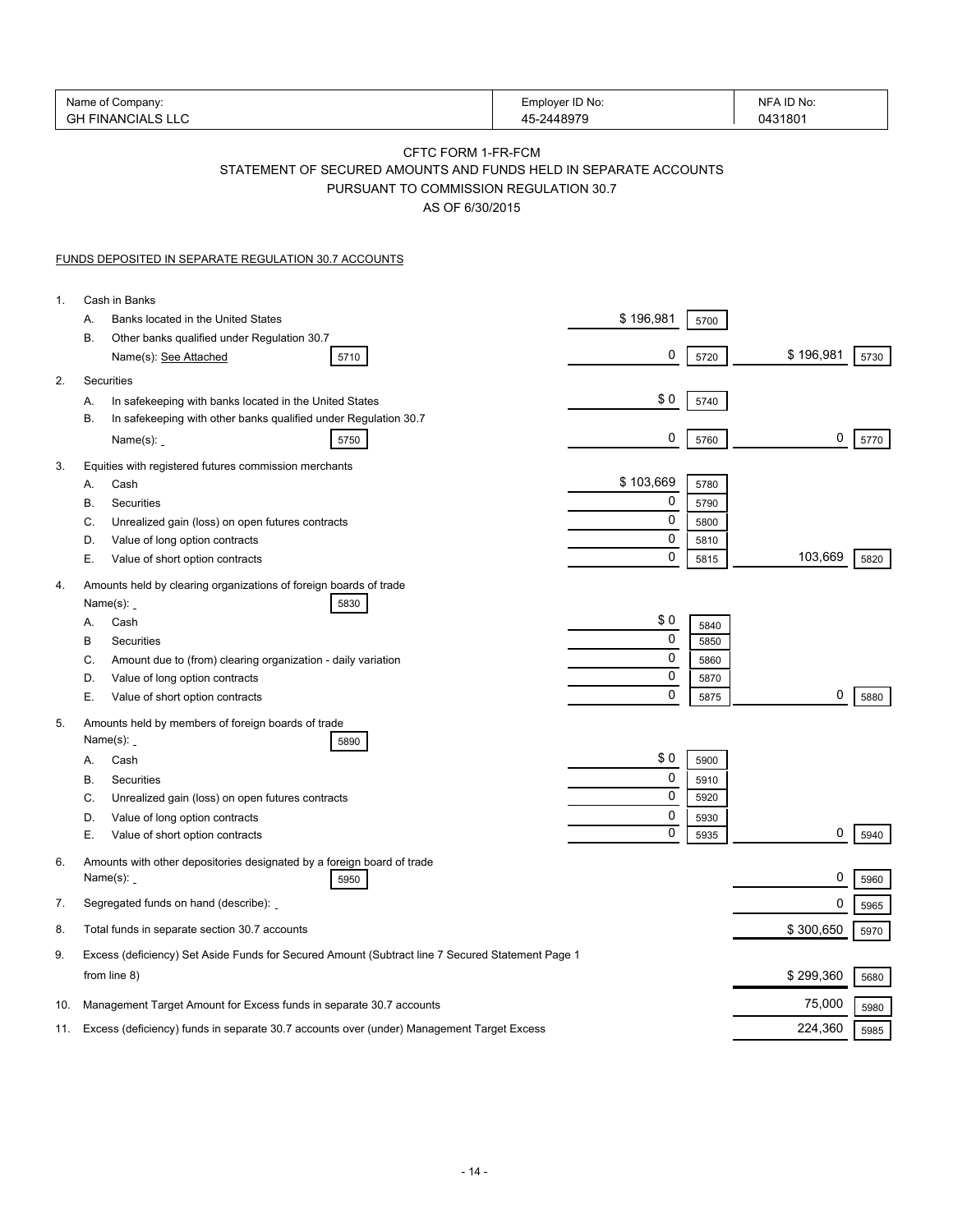| Name of Company: | Employer ID No: | NFA ID No: |
|---|---|---|
| GH FINANCIALS LLC | 45-2448979 | 0431801 |

## CFTC FORM 1-FR-FCM
## STATEMENT OF SECURED AMOUNTS AND FUNDS HELD IN SEPARATE ACCOUNTS PURSUANT TO COMMISSION REGULATION 30.7
## AS OF 6/30/2015

FUNDS DEPOSITED IN SEPARATE REGULATION 30.7 ACCOUNTS

| | | | | | |
|---|---|---|---|---|---|
| 1. | Cash in Banks | | | | |
| | A. Banks located in the United States | $ 196,981 | 5700 | | |
| | B. Other banks qualified under Regulation 30.7 Name(s): See Attached [5710] | 0 | 5720 | $ 196,981 | 5730 |
| 2. | Securities | | | | |
| | A. In safekeeping with banks located in the United States | $ 0 | 5740 | | |
| | B. In safekeeping with other banks qualified under Regulation 30.7 Name(s): [5750] | 0 | 5760 | 0 | 5770 |
| 3. | Equities with registered futures commission merchants | | | | |
| | A. Cash | $ 103,669 | 5780 | | |
| | B. Securities | 0 | 5790 | | |
| | C. Unrealized gain (loss) on open futures contracts | 0 | 5800 | | |
| | D. Value of long option contracts | 0 | 5810 | | |
| | E. Value of short option contracts | 0 | 5815 | 103,669 | 5820 |
| 4. | Amounts held by clearing organizations of foreign boards of trade Name(s): [5830] | | | | |
| | A. Cash | $ 0 | 5840 | | |
| | B Securities | 0 | 5850 | | |
| | C. Amount due to (from) clearing organization - daily variation | 0 | 5860 | | |
| | D. Value of long option contracts | 0 | 5870 | | |
| | E. Value of short option contracts | 0 | 5875 | 0 | 5880 |
| 5. | Amounts held by members of foreign boards of trade Name(s): [5890] | | | | |
| | A. Cash | $ 0 | 5900 | | |
| | B. Securities | 0 | 5910 | | |
| | C. Unrealized gain (loss) on open futures contracts | 0 | 5920 | | |
| | D. Value of long option contracts | 0 | 5930 | | |
| | E. Value of short option contracts | 0 | 5935 | 0 | 5940 |
| 6. | Amounts with other depositories designated by a foreign board of trade Name(s): [5950] | | | 0 | 5960 |
| 7. | Segregated funds on hand (describe): | | | 0 | 5965 |
| 8. | Total funds in separate section 30.7 accounts | | | $ 300,650 | 5970 |
| 9. | Excess (deficiency) Set Aside Funds for Secured Amount (Subtract line 7 Secured Statement Page 1 from line 8) | | | $ 299,360 | 5680 |
| 10. | Management Target Amount for Excess funds in separate 30.7 accounts | | | 75,000 | 5980 |
| 11. | Excess (deficiency) funds in separate 30.7 accounts over (under) Management Target Excess | | | 224,360 | 5985 |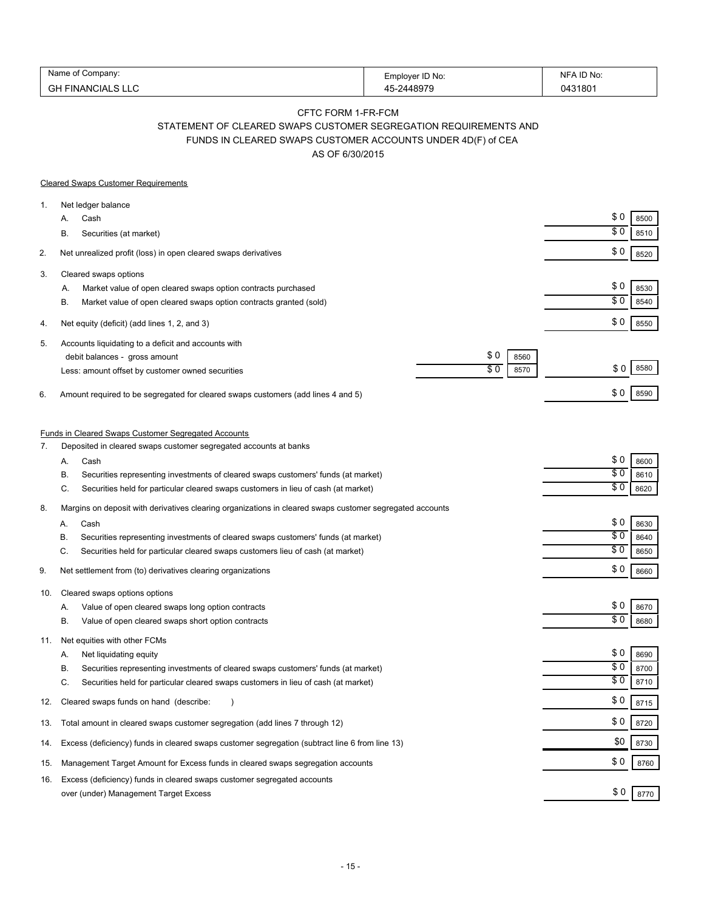| Name of Company: | Employer ID No: | NFA ID No: |
|---|---|---|
| GH FINANCIALS LLC | 45-2448979 | 0431801 |

CFTC FORM 1-FR-FCM

STATEMENT OF CLEARED SWAPS CUSTOMER SEGREGATION REQUIREMENTS AND FUNDS IN CLEARED SWAPS CUSTOMER ACCOUNTS UNDER 4D(F) of CEA

AS OF 6/30/2015

Cleared Swaps Customer Requirements

| | | | | | |
|---|---|---|---|---|---|
| 1. | Net ledger balance | | | | |
| | A. Cash | | | $ 0 | 8500 |
| | B. Securities (at market) | | | $ 0 | 8510 |
| 2. | Net unrealized profit (loss) in open cleared swaps derivatives | | | $ 0 | 8520 |
| 3. | Cleared swaps options | | | | |
| | A. Market value of open cleared swaps option contracts purchased | | | $ 0 | 8530 |
| | B. Market value of open cleared swaps option contracts granted (sold) | | | $ 0 | 8540 |
| 4. | Net equity (deficit) (add lines 1, 2, and 3) | | | $ 0 | 8550 |
| 5. | Accounts liquidating to a deficit and accounts with debit balances - gross amount | $ 0 | 8560 | | |
| | Less: amount offset by customer owned securities | $ 0 | 8570 | $ 0 | 8580 |
| 6. | Amount required to be segregated for cleared swaps customers (add lines 4 and 5) | | | $ 0 | 8590 |

Funds in Cleared Swaps Customer Segregated Accounts

| | | | |
|---|---|---|---|
| 7. | Deposited in cleared swaps customer segregated accounts at banks | | |
| | A. Cash | $ 0 | 8600 |
| | B. Securities representing investments of cleared swaps customers' funds (at market) | $ 0 | 8610 |
| | C. Securities held for particular cleared swaps customers in lieu of cash (at market) | $ 0 | 8620 |
| 8. | Margins on deposit with derivatives clearing organizations in cleared swaps customer segregated accounts | | |
| | A. Cash | $ 0 | 8630 |
| | B. Securities representing investments of cleared swaps customers' funds (at market) | $ 0 | 8640 |
| | C. Securities held for particular cleared swaps customers lieu of cash (at market) | $ 0 | 8650 |
| 9. | Net settlement from (to) derivatives clearing organizations | $ 0 | 8660 |
| 10. | Cleared swaps options options | | |
| | A. Value of open cleared swaps long option contracts | $ 0 | 8670 |
| | B. Value of open cleared swaps short option contracts | $ 0 | 8680 |
| 11. | Net equities with other FCMs | | |
| | A. Net liquidating equity | $ 0 | 8690 |
| | B. Securities representing investments of cleared swaps customers' funds (at market) | $ 0 | 8700 |
| | C. Securities held for particular cleared swaps customers in lieu of cash (at market) | $ 0 | 8710 |
| 12. | Cleared swaps funds on hand (describe: ) | $ 0 | 8715 |
| 13. | Total amount in cleared swaps customer segregation (add lines 7 through 12) | $ 0 | 8720 |
| 14. | Excess (deficiency) funds in cleared swaps customer segregation (subtract line 6 from line 13) | $0 | 8730 |
| 15. | Management Target Amount for Excess funds in cleared swaps segregation accounts | $ 0 | 8760 |
| 16. | Excess (deficiency) funds in cleared swaps customer segregated accounts over (under) Management Target Excess | $ 0 | 8770 |